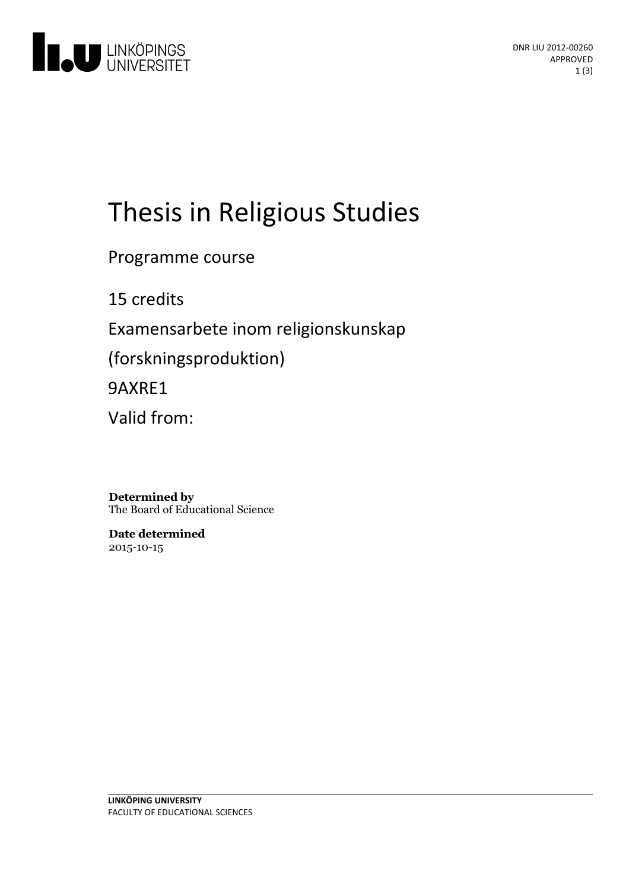DNR LIU 2012-00260
APPROVED

# Thesis in Religious Studies

Programme course

15 credits

Examensarbete inom religionskunskap (forskningsproduktion)

9AXRE1

Valid from:

**Determined by**
The Board of Educational Science

**Date determined**
2015-10-15

**LINKÖPING UNIVERSITY**
FACULTY OF EDUCATIONAL SCIENCES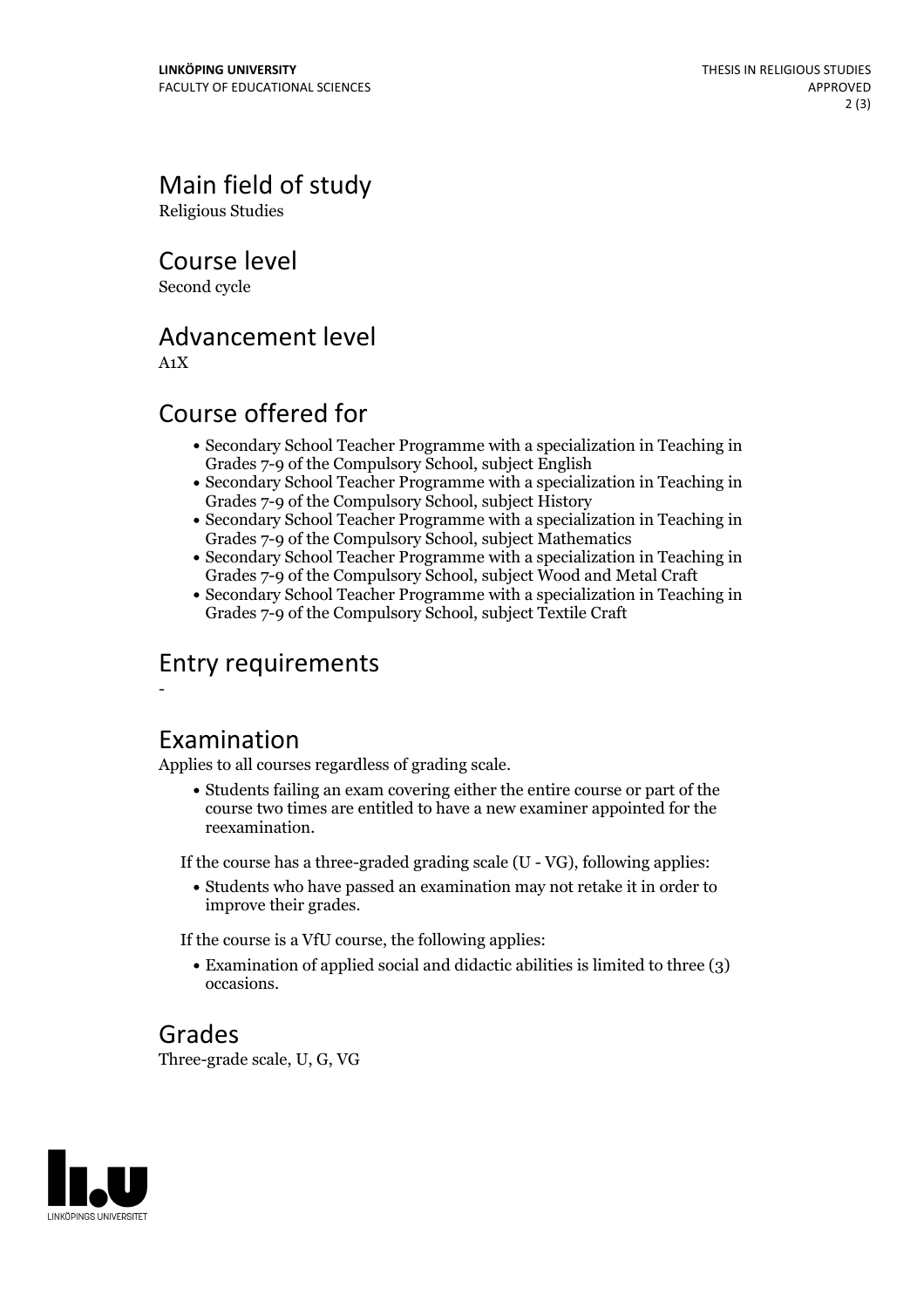## Main field of study

Religious Studies

## Course level

Second cycle

## Advancement level

A1X

## Course offered for

- Secondary School Teacher Programme with a specialization in Teaching in Grades 7-9 of the Compulsory School, subject English
- Secondary School Teacher Programme with a specialization in Teaching in Grades 7-9 of the Compulsory School, subject History
- Secondary School Teacher Programme with a specialization in Teaching in Grades 7-9 of the Compulsory School, subject Mathematics
- Secondary School Teacher Programme with a specialization in Teaching in Grades 7-9 of the Compulsory School, subject Wood and Metal Craft
- Secondary School Teacher Programme with a specialization in Teaching in Grades 7-9 of the Compulsory School, subject Textile Craft

## Entry requirements

-

## Examination

Applies to all courses regardless of grading scale.

- Students failing an exam covering either the entire course or part of the course two times are entitled to have a new examiner appointed for the reexamination.

If the course has a three-graded grading scale (U - VG), following applies:

- Students who have passed an examination may not retake it in order to improve their grades.

If the course is a VfU course, the following applies:

- Examination of applied social and didactic abilities is limited to three (3) occasions.

## Grades

Three-grade scale, U, G, VG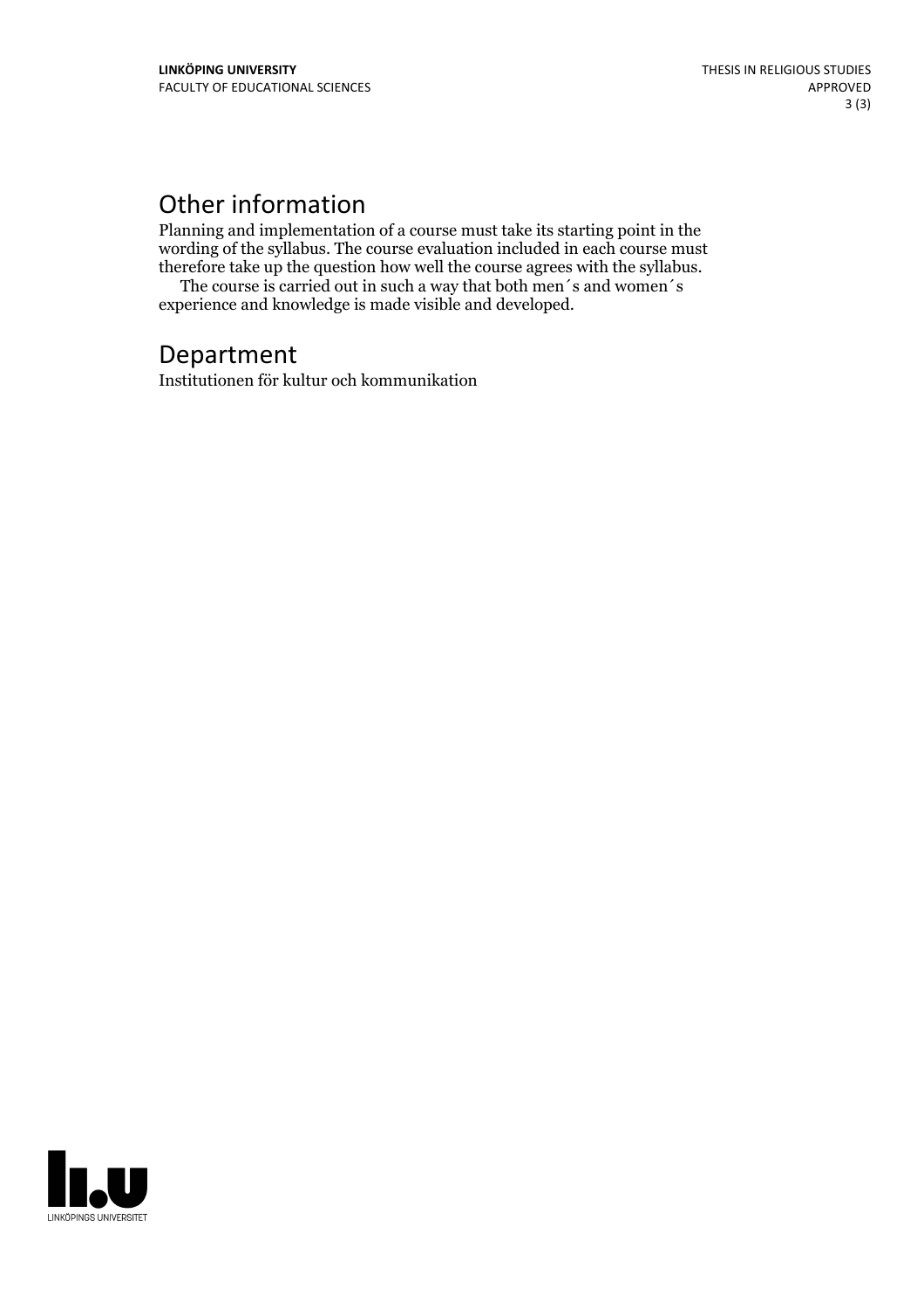## Other information

Planning and implementation of a course must take its starting point in the wording of the syllabus. The course evaluation included in each course must therefore take up the question how well the course agrees with the syllabus.

The course is carried out in such a way that both men´s and women´s experience and knowledge is made visible and developed.

## Department

Institutionen för kultur och kommunikation